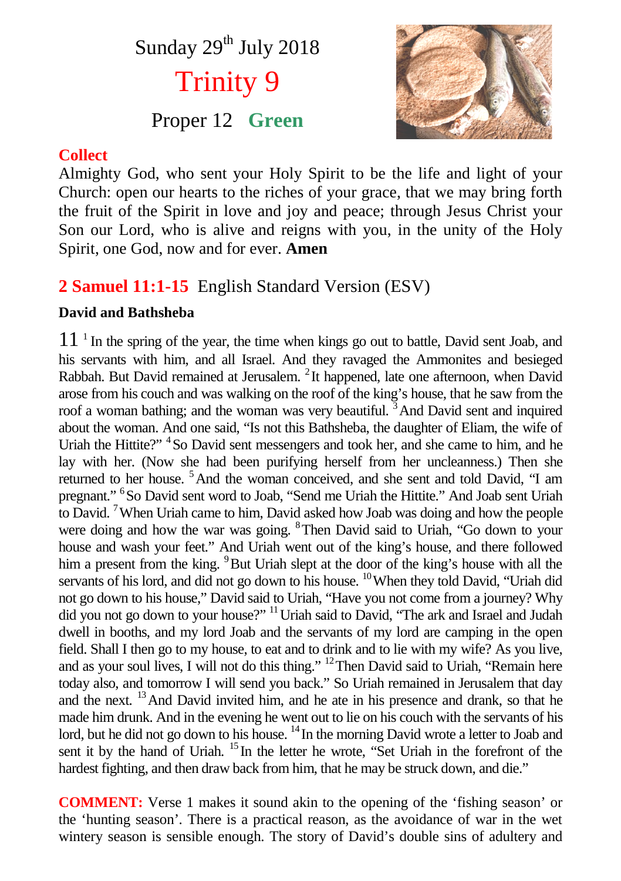Sunday 29th July 2018

# Trinity 9

Proper 12 **Green**

## Collect

Almighty God, who sent your Holy Spirit to be the life and light of your Church: open our hearts to the riches of your grace, that we may bring forth the fruit of the Spirit in love and joy and peace; through Jesus Christ your Son our Lord, who is alive and reigns with you, in the unity of the Holy Spirit, one God, now and for ever. **Amen**

## 2 Samuel 11:1-15 English Standard Version (ESV)

**David and Bathsheba**

11 [1] In the spring of the year, the time when kings go out to battle, David sent Joab, and his servants with him, and all Israel. And they ravaged the Ammonites and besieged Rabbah. But David remained at Jerusalem. [2] It happened, late one afternoon, when David arose from his couch and was walking on the roof of the king's house, that he saw from the roof a woman bathing; and the woman was very beautiful. [3] And David sent and inquired about the woman. And one said, "Is not this Bathsheba, the daughter of Eliam, the wife of Uriah the Hittite?" [4] So David sent messengers and took her, and she came to him, and he lay with her. (Now she had been purifying herself from her uncleanness.) Then she returned to her house. [5] And the woman conceived, and she sent and told David, "I am pregnant." [6] So David sent word to Joab, "Send me Uriah the Hittite." And Joab sent Uriah to David. [7] When Uriah came to him, David asked how Joab was doing and how the people were doing and how the war was going. [8] Then David said to Uriah, "Go down to your house and wash your feet." And Uriah went out of the king's house, and there followed him a present from the king. [9] But Uriah slept at the door of the king's house with all the servants of his lord, and did not go down to his house. [10] When they told David, "Uriah did not go down to his house," David said to Uriah, "Have you not come from a journey? Why did you not go down to your house?" [11] Uriah said to David, "The ark and Israel and Judah dwell in booths, and my lord Joab and the servants of my lord are camping in the open field. Shall I then go to my house, to eat and to drink and to lie with my wife? As you live, and as your soul lives, I will not do this thing." [12] Then David said to Uriah, "Remain here today also, and tomorrow I will send you back." So Uriah remained in Jerusalem that day and the next. [13] And David invited him, and he ate in his presence and drank, so that he made him drunk. And in the evening he went out to lie on his couch with the servants of his lord, but he did not go down to his house. [14] In the morning David wrote a letter to Joab and sent it by the hand of Uriah. [15] In the letter he wrote, "Set Uriah in the forefront of the hardest fighting, and then draw back from him, that he may be struck down, and die."

**COMMENT:** Verse 1 makes it sound akin to the opening of the 'fishing season' or the 'hunting season'. There is a practical reason, as the avoidance of war in the wet wintery season is sensible enough. The story of David's double sins of adultery and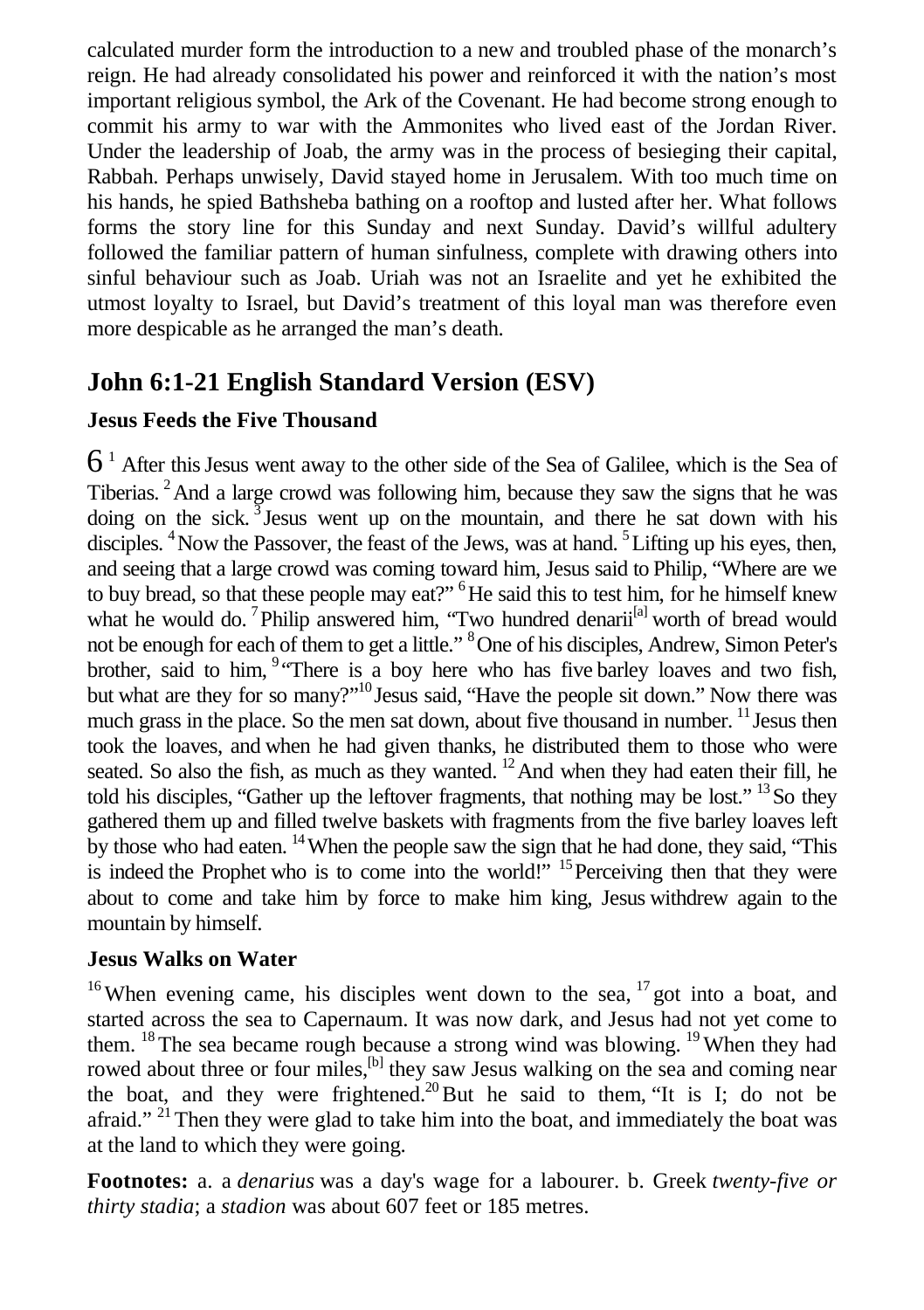calculated murder form the introduction to a new and troubled phase of the monarch's reign. He had already consolidated his power and reinforced it with the nation's most important religious symbol, the Ark of the Covenant. He had become strong enough to commit his army to war with the Ammonites who lived east of the Jordan River. Under the leadership of Joab, the army was in the process of besieging their capital, Rabbah. Perhaps unwisely, David stayed home in Jerusalem. With too much time on his hands, he spied Bathsheba bathing on a rooftop and lusted after her. What follows forms the story line for this Sunday and next Sunday. David's willful adultery followed the familiar pattern of human sinfulness, complete with drawing others into sinful behaviour such as Joab. Uriah was not an Israelite and yet he exhibited the utmost loyalty to Israel, but David's treatment of this loyal man was therefore even more despicable as he arranged the man's death.

## John 6:1-21 English Standard Version (ESV)

### Jesus Feeds the Five Thousand

6 [1] After this Jesus went away to the other side of the Sea of Galilee, which is the Sea of Tiberias. [2] And a large crowd was following him, because they saw the signs that he was doing on the sick. [3] Jesus went up on the mountain, and there he sat down with his disciples. [4] Now the Passover, the feast of the Jews, was at hand. [5] Lifting up his eyes, then, and seeing that a large crowd was coming toward him, Jesus said to Philip, "Where are we to buy bread, so that these people may eat?" [6] He said this to test him, for he himself knew what he would do. [7] Philip answered him, "Two hundred denarii[a] worth of bread would not be enough for each of them to get a little." [8] One of his disciples, Andrew, Simon Peter's brother, said to him, [9] "There is a boy here who has five barley loaves and two fish, but what are they for so many?" [10] Jesus said, "Have the people sit down." Now there was much grass in the place. So the men sat down, about five thousand in number. [11] Jesus then took the loaves, and when he had given thanks, he distributed them to those who were seated. So also the fish, as much as they wanted. [12] And when they had eaten their fill, he told his disciples, "Gather up the leftover fragments, that nothing may be lost." [13] So they gathered them up and filled twelve baskets with fragments from the five barley loaves left by those who had eaten. [14] When the people saw the sign that he had done, they said, "This is indeed the Prophet who is to come into the world!" [15] Perceiving then that they were about to come and take him by force to make him king, Jesus withdrew again to the mountain by himself.

### Jesus Walks on Water

[16] When evening came, his disciples went down to the sea, [17] got into a boat, and started across the sea to Capernaum. It was now dark, and Jesus had not yet come to them. [18] The sea became rough because a strong wind was blowing. [19] When they had rowed about three or four miles,[b] they saw Jesus walking on the sea and coming near the boat, and they were frightened. [20] But he said to them, "It is I; do not be afraid." [21] Then they were glad to take him into the boat, and immediately the boat was at the land to which they were going.

**Footnotes:** a. a *denarius* was a day's wage for a labourer. b. Greek *twenty-five or thirty stadia*; a *stadion* was about 607 feet or 185 metres.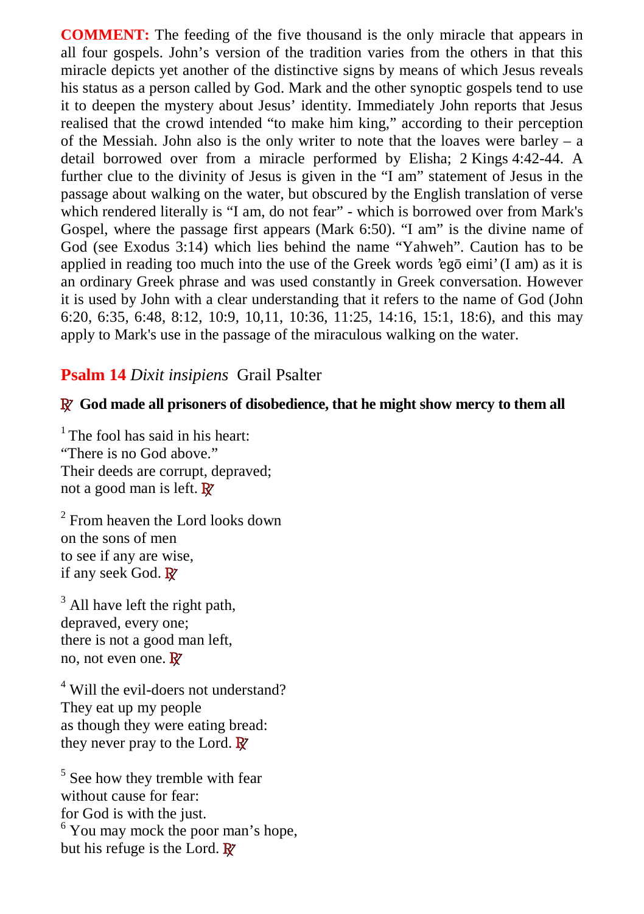**COMMENT:** The feeding of the five thousand is the only miracle that appears in all four gospels. John's version of the tradition varies from the others in that this miracle depicts yet another of the distinctive signs by means of which Jesus reveals his status as a person called by God. Mark and the other synoptic gospels tend to use it to deepen the mystery about Jesus' identity. Immediately John reports that Jesus realised that the crowd intended "to make him king," according to their perception of the Messiah. John also is the only writer to note that the loaves were barley – a detail borrowed over from a miracle performed by Elisha; 2 Kings 4:42-44. A further clue to the divinity of Jesus is given in the "I am" statement of Jesus in the passage about walking on the water, but obscured by the English translation of verse which rendered literally is "I am, do not fear" - which is borrowed over from Mark's Gospel, where the passage first appears (Mark 6:50). "I am" is the divine name of God (see Exodus 3:14) which lies behind the name "Yahweh". Caution has to be applied in reading too much into the use of the Greek words 'egō eimi' (I am) as it is an ordinary Greek phrase and was used constantly in Greek conversation. However it is used by John with a clear understanding that it refers to the name of God (John 6:20, 6:35, 6:48, 8:12, 10:9, 10,11, 10:36, 11:25, 14:16, 15:1, 18:6), and this may apply to Mark's use in the passage of the miraculous walking on the water.

## **Psalm 14** *Dixit insipiens* Grail Psalter

**℟ God made all prisoners of disobedience, that he might show mercy to them all**

[1] The fool has said in his heart:
"There is no God above."
Their deeds are corrupt, depraved;
not a good man is left. ℟

[2] From heaven the Lord looks down
on the sons of men
to see if any are wise,
if any seek God. ℟

[3] All have left the right path,
depraved, every one;
there is not a good man left,
no, not even one. ℟

[4] Will the evil-doers not understand?
They eat up my people
as though they were eating bread:
they never pray to the Lord. ℟

[5] See how they tremble with fear
without cause for fear:
for God is with the just.
[6] You may mock the poor man's hope,
but his refuge is the Lord. ℟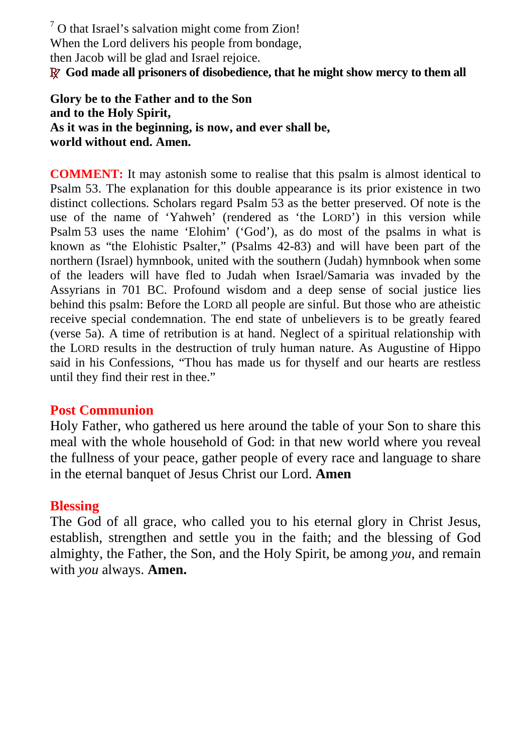[7] O that Israel's salvation might come from Zion!
When the Lord delivers his people from bondage,
then Jacob will be glad and Israel rejoice.
℟ **God made all prisoners of disobedience, that he might show mercy to them all**

**Glory be to the Father and to the Son**
**and to the Holy Spirit,**
**As it was in the beginning, is now, and ever shall be,**
**world without end. Amen.**

**COMMENT:** It may astonish some to realise that this psalm is almost identical to Psalm 53. The explanation for this double appearance is its prior existence in two distinct collections. Scholars regard Psalm 53 as the better preserved. Of note is the use of the name of 'Yahweh' (rendered as 'the LORD') in this version while Psalm 53 uses the name 'Elohim' ('God'), as do most of the psalms in what is known as "the Elohistic Psalter," (Psalms 42-83) and will have been part of the northern (Israel) hymnbook, united with the southern (Judah) hymnbook when some of the leaders will have fled to Judah when Israel/Samaria was invaded by the Assyrians in 701 BC. Profound wisdom and a deep sense of social justice lies behind this psalm: Before the LORD all people are sinful. But those who are atheistic receive special condemnation. The end state of unbelievers is to be greatly feared (verse 5a). A time of retribution is at hand. Neglect of a spiritual relationship with the LORD results in the destruction of truly human nature. As Augustine of Hippo said in his Confessions, "Thou has made us for thyself and our hearts are restless until they find their rest in thee."

## Post Communion

Holy Father, who gathered us here around the table of your Son to share this meal with the whole household of God: in that new world where you reveal the fullness of your peace, gather people of every race and language to share in the eternal banquet of Jesus Christ our Lord. **Amen**

## Blessing

The God of all grace, who called you to his eternal glory in Christ Jesus, establish, strengthen and settle you in the faith; and the blessing of God almighty, the Father, the Son, and the Holy Spirit, be among *you*, and remain with *you* always. **Amen.**